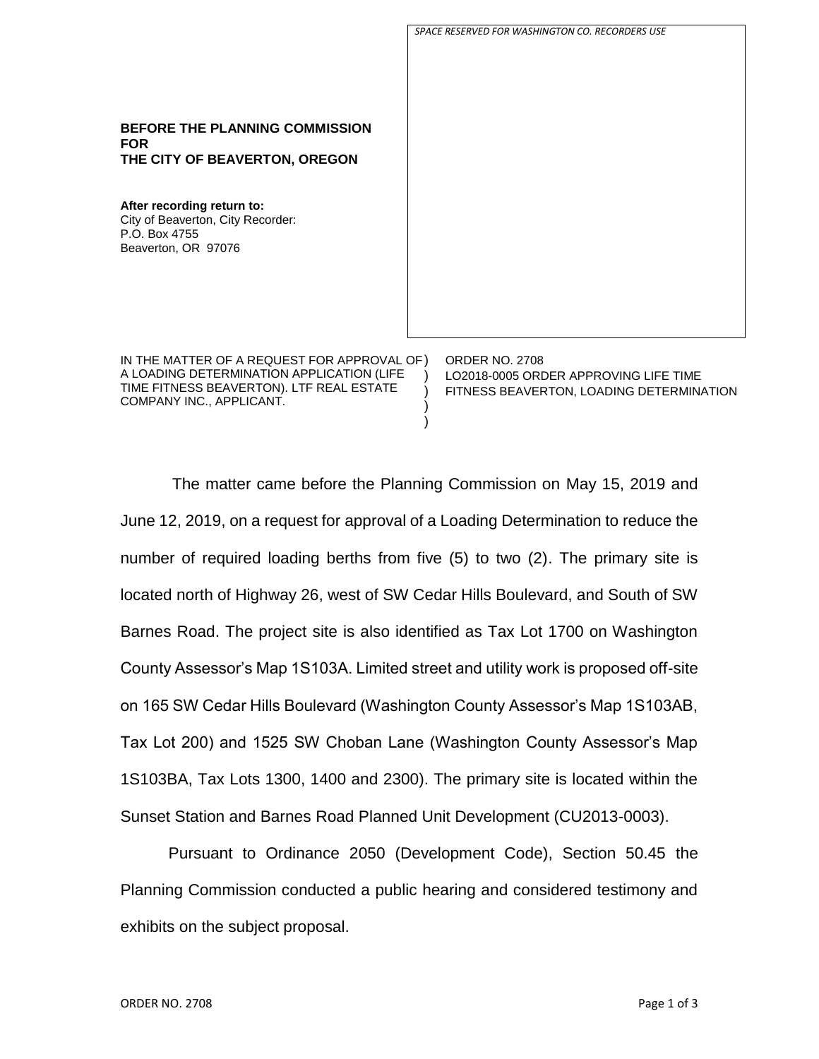SPACE RESERVED FOR WASHINGTON CO. RECORDERS USE

**BEFORE THE PLANNING COMMISSION FOR THE CITY OF BEAVERTON, OREGON**

**After recording return to:**
City of Beaverton, City Recorder:
P.O. Box 4755
Beaverton, OR 97076

| | | |
|---|---|---|
| IN THE MATTER OF A REQUEST FOR APPROVAL OF A LOADING DETERMINATION APPLICATION (LIFE TIME FITNESS BEAVERTON). LTF REAL ESTATE COMPANY INC., APPLICANT. | )<br>)<br>)<br>)<br>) | ORDER NO. 2708<br>LO2018-0005 ORDER APPROVING LIFE TIME FITNESS BEAVERTON, LOADING DETERMINATION |

The matter came before the Planning Commission on May 15, 2019 and June 12, 2019, on a request for approval of a Loading Determination to reduce the number of required loading berths from five (5) to two (2). The primary site is located north of Highway 26, west of SW Cedar Hills Boulevard, and South of SW Barnes Road. The project site is also identified as Tax Lot 1700 on Washington County Assessor's Map 1S103A. Limited street and utility work is proposed off-site on 165 SW Cedar Hills Boulevard (Washington County Assessor's Map 1S103AB, Tax Lot 200) and 1525 SW Choban Lane (Washington County Assessor's Map 1S103BA, Tax Lots 1300, 1400 and 2300). The primary site is located within the Sunset Station and Barnes Road Planned Unit Development (CU2013-0003).

Pursuant to Ordinance 2050 (Development Code), Section 50.45 the Planning Commission conducted a public hearing and considered testimony and exhibits on the subject proposal.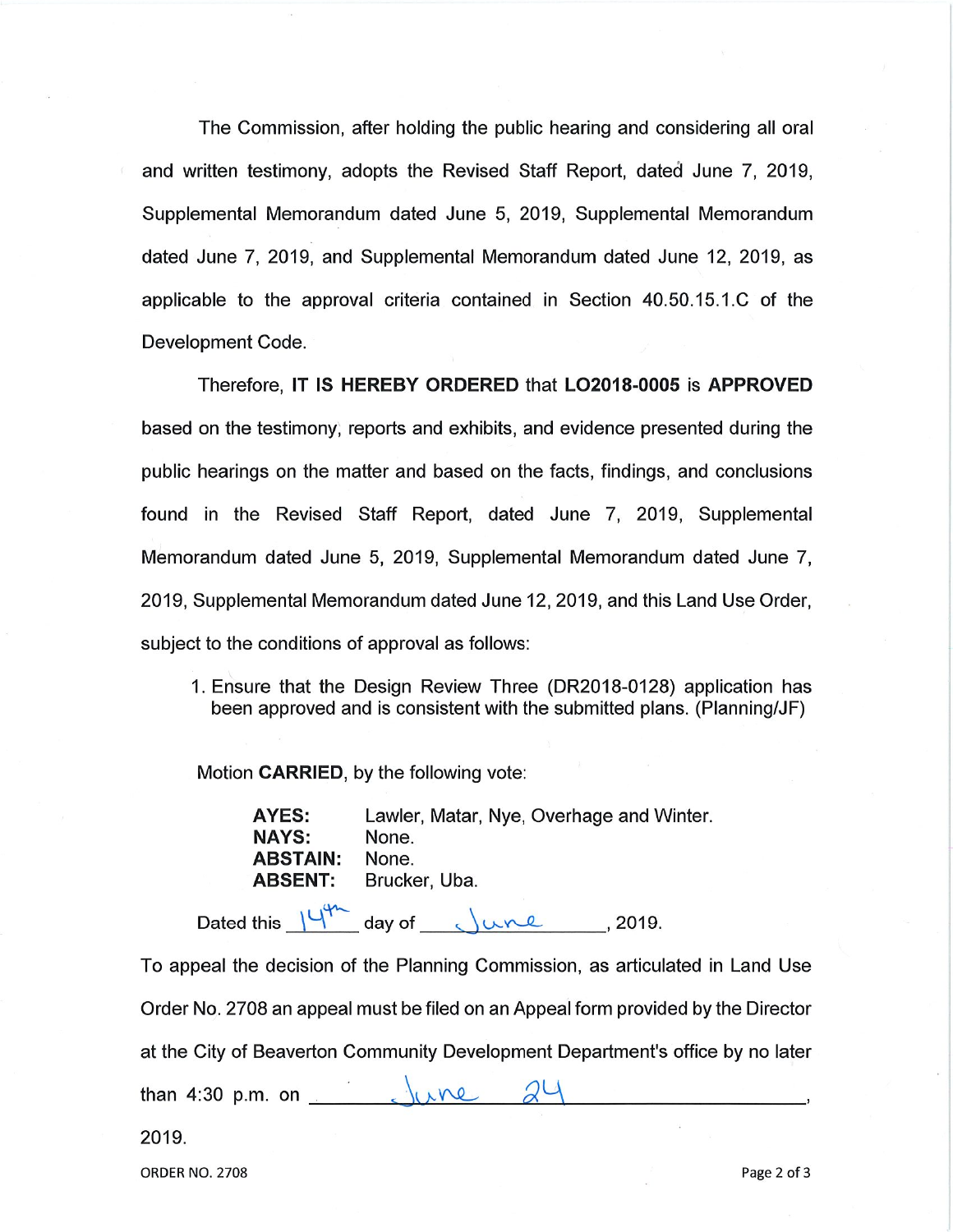The Commission, after holding the public hearing and considering all oral and written testimony, adopts the Revised Staff Report, dated June 7, 2019, Supplemental Memorandum dated June 5, 2019, Supplemental Memorandum dated June 7, 2019, and Supplemental Memorandum dated June 12, 2019, as applicable to the approval criteria contained in Section 40.50.15.1.C of the Development Code.

Therefore, **IT IS HEREBY ORDERED** that **LO2018-0005** is **APPROVED** based on the testimony, reports and exhibits, and evidence presented during the public hearings on the matter and based on the facts, findings, and conclusions found in the Revised Staff Report, dated June 7, 2019, Supplemental Memorandum dated June 5, 2019, Supplemental Memorandum dated June 7, 2019, Supplemental Memorandum dated June 12, 2019, and this Land Use Order, subject to the conditions of approval as follows:

1. Ensure that the Design Review Three (DR2018-0128) application has been approved and is consistent with the submitted plans. (Planning/JF)

Motion **CARRIED**, by the following vote:

**AYES:** Lawler, Matar, Nye, Overhage and Winter.
**NAYS:** None.
**ABSTAIN:** None.
**ABSENT:** Brucker, Uba.

Dated this 14th day of June, 2019.

To appeal the decision of the Planning Commission, as articulated in Land Use Order No. 2708 an appeal must be filed on an Appeal form provided by the Director at the City of Beaverton Community Development Department's office by no later than 4:30 p.m. on June 24, 2019.

ORDER NO. 2708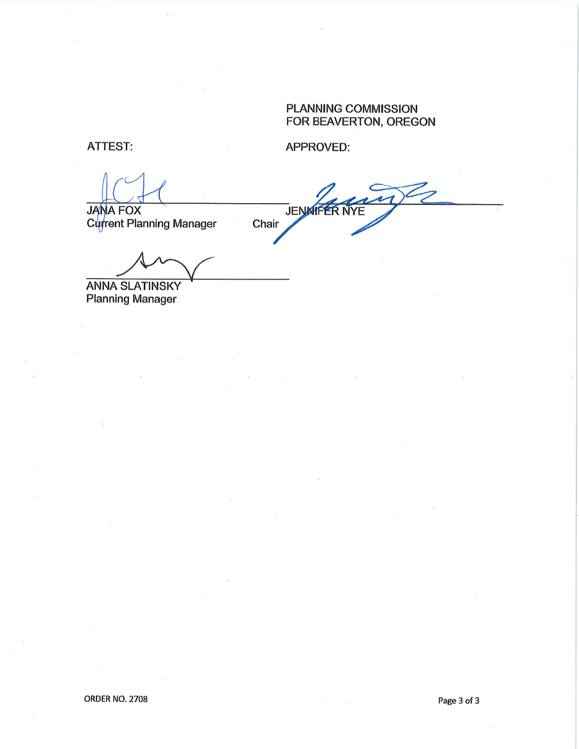PLANNING COMMISSION
FOR BEAVERTON, OREGON

ATTEST:

APPROVED:

JANA FOX
Current Planning Manager

JENNIFER NYE
Chair

ANNA SLATINSKY
Planning Manager

ORDER NO. 2708